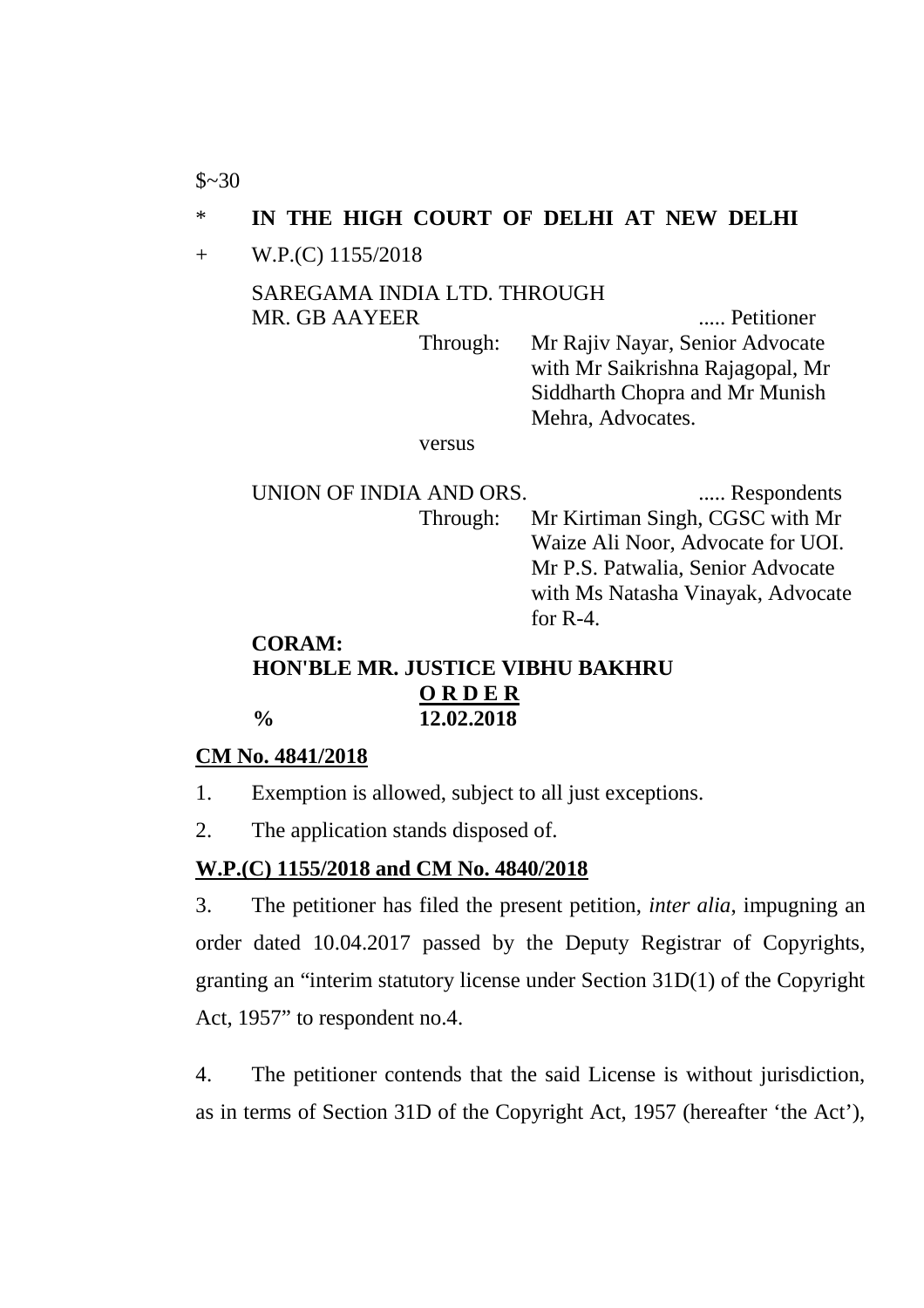$~30

\* **IN THE HIGH COURT OF DELHI AT NEW DELHI**

\+ W.P.(C) 1155/2018

SAREGAMA INDIA LTD. THROUGH
MR. GB AAYEER ..... Petitioner

Through: Mr Rajiv Nayar, Senior Advocate with Mr Saikrishna Rajagopal, Mr Siddharth Chopra and Mr Munish Mehra, Advocates.

versus

UNION OF INDIA AND ORS. ..... Respondents

Through: Mr Kirtiman Singh, CGSC with Mr Waize Ali Noor, Advocate for UOI. Mr P.S. Patwalia, Senior Advocate with Ms Natasha Vinayak, Advocate for R-4.

**CORAM:**
**HON'BLE MR. JUSTICE VIBHU BAKHRU**

**O R D E R**

**% 12.02.2018**

**CM No. 4841/2018**

1. Exemption is allowed, subject to all just exceptions.

2. The application stands disposed of.

**W.P.(C) 1155/2018 and CM No. 4840/2018**

3. The petitioner has filed the present petition, *inter alia*, impugning an order dated 10.04.2017 passed by the Deputy Registrar of Copyrights, granting an "interim statutory license under Section 31D(1) of the Copyright Act, 1957" to respondent no.4.

4. The petitioner contends that the said License is without jurisdiction, as in terms of Section 31D of the Copyright Act, 1957 (hereafter 'the Act'),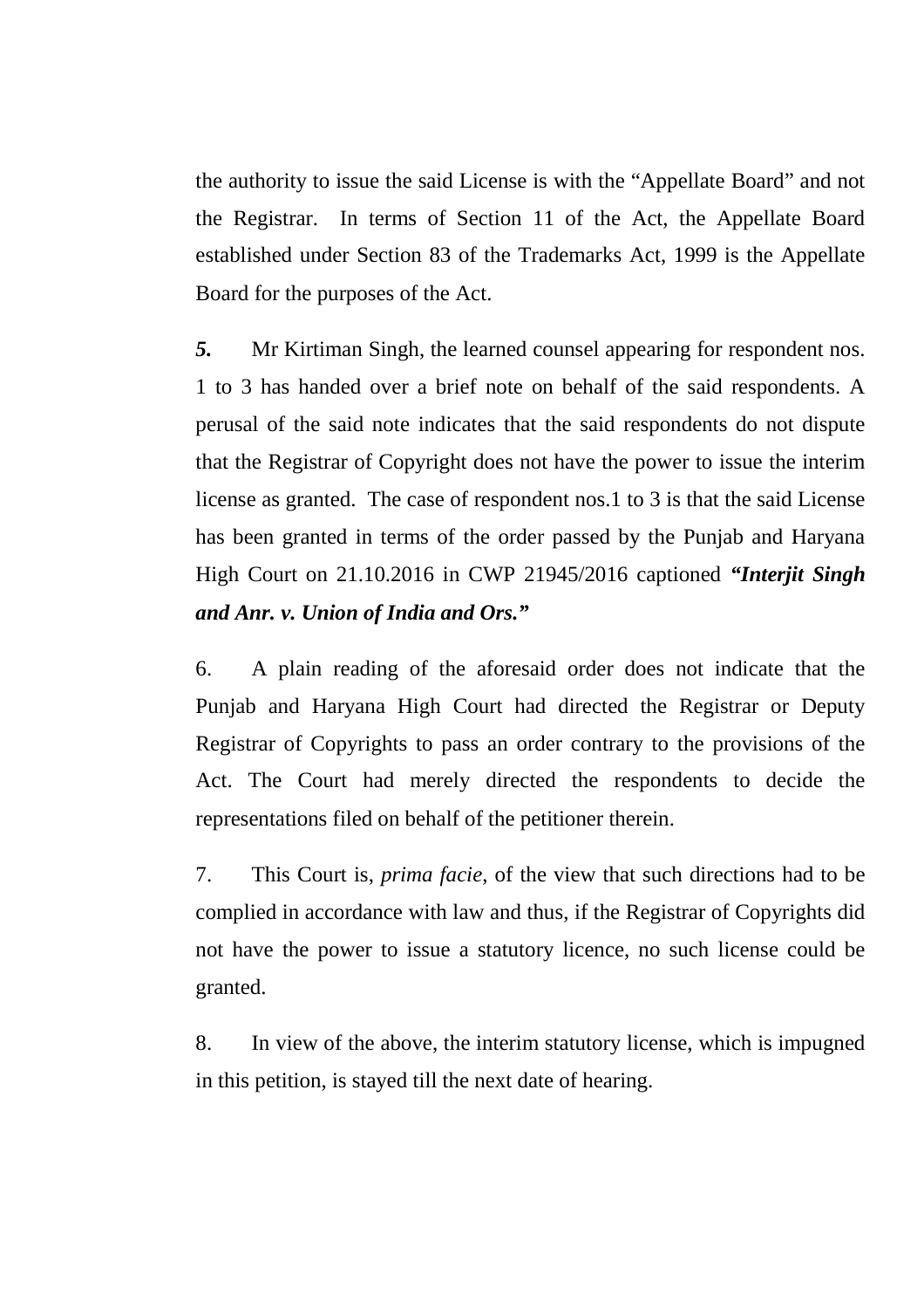the authority to issue the said License is with the "Appellate Board" and not the Registrar. In terms of Section 11 of the Act, the Appellate Board established under Section 83 of the Trademarks Act, 1999 is the Appellate Board for the purposes of the Act.

***5.*** Mr Kirtiman Singh, the learned counsel appearing for respondent nos. 1 to 3 has handed over a brief note on behalf of the said respondents. A perusal of the said note indicates that the said respondents do not dispute that the Registrar of Copyright does not have the power to issue the interim license as granted. The case of respondent nos.1 to 3 is that the said License has been granted in terms of the order passed by the Punjab and Haryana High Court on 21.10.2016 in CWP 21945/2016 captioned ***"Interjit Singh and Anr. v. Union of India and Ors."***

6. A plain reading of the aforesaid order does not indicate that the Punjab and Haryana High Court had directed the Registrar or Deputy Registrar of Copyrights to pass an order contrary to the provisions of the Act. The Court had merely directed the respondents to decide the representations filed on behalf of the petitioner therein.

7. This Court is, *prima facie*, of the view that such directions had to be complied in accordance with law and thus, if the Registrar of Copyrights did not have the power to issue a statutory licence, no such license could be granted.

8. In view of the above, the interim statutory license, which is impugned in this petition, is stayed till the next date of hearing.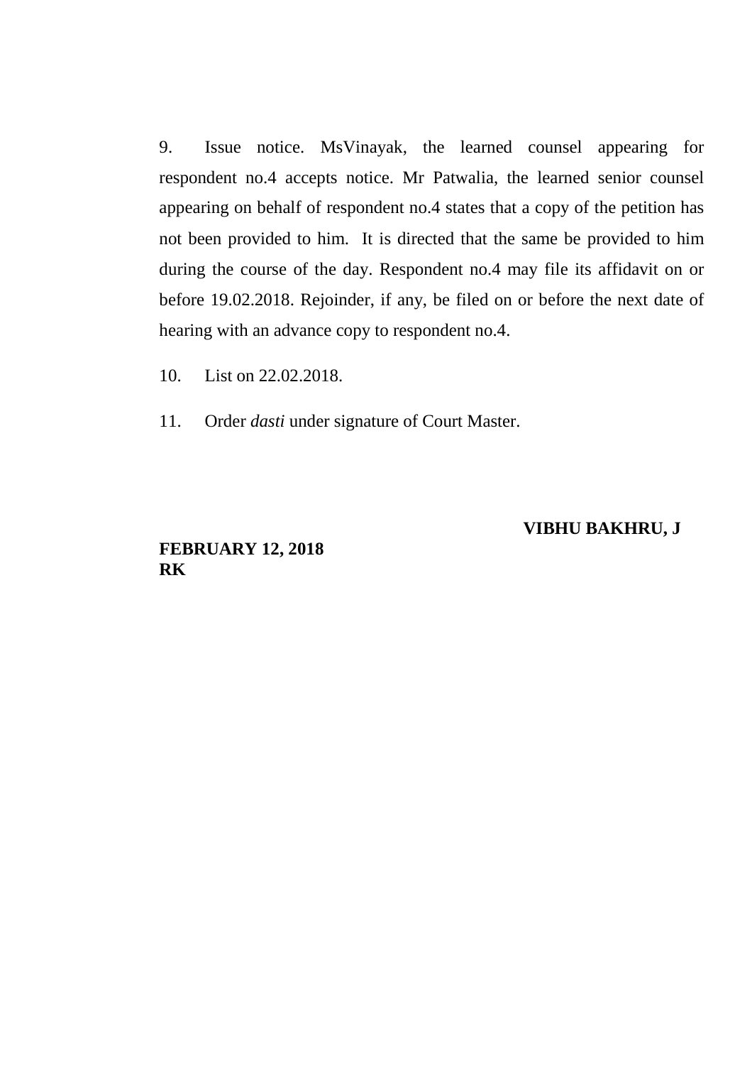9. Issue notice. MsVinayak, the learned counsel appearing for respondent no.4 accepts notice. Mr Patwalia, the learned senior counsel appearing on behalf of respondent no.4 states that a copy of the petition has not been provided to him. It is directed that the same be provided to him during the course of the day. Respondent no.4 may file its affidavit on or before 19.02.2018. Rejoinder, if any, be filed on or before the next date of hearing with an advance copy to respondent no.4.

10. List on 22.02.2018.

11. Order *dasti* under signature of Court Master.

**VIBHU BAKHRU, J**

**FEBRUARY 12, 2018**
**RK**